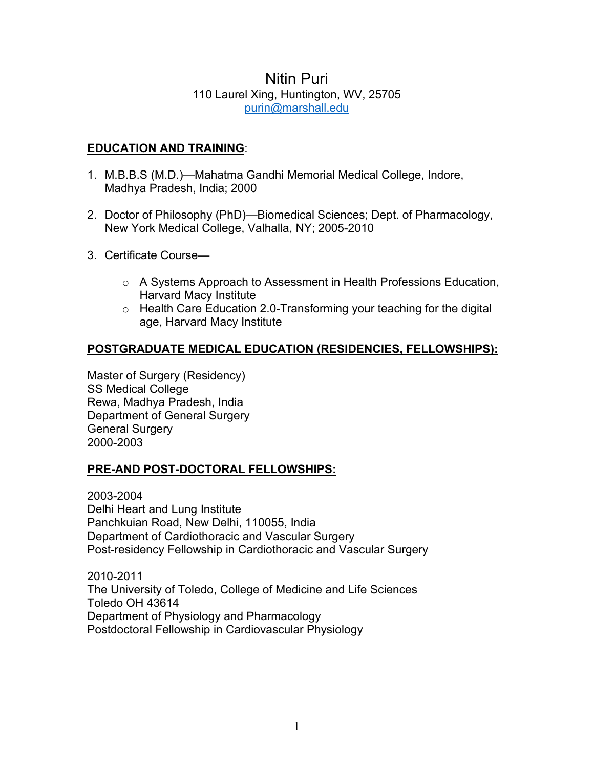# Nitin Puri

110 Laurel Xing, Huntington, WV, 25705
purin@marshall.edu

## EDUCATION AND TRAINING:

1. M.B.B.S (M.D.)—Mahatma Gandhi Memorial Medical College, Indore, Madhya Pradesh, India; 2000

2. Doctor of Philosophy (PhD)—Biomedical Sciences; Dept. of Pharmacology, New York Medical College, Valhalla, NY; 2005-2010

3. Certificate Course—

   - A Systems Approach to Assessment in Health Professions Education, Harvard Macy Institute
   - Health Care Education 2.0-Transforming your teaching for the digital age, Harvard Macy Institute

## POSTGRADUATE MEDICAL EDUCATION (RESIDENCIES, FELLOWSHIPS):

Master of Surgery (Residency)
SS Medical College
Rewa, Madhya Pradesh, India
Department of General Surgery
General Surgery
2000-2003

## PRE-AND POST-DOCTORAL FELLOWSHIPS:

2003-2004
Delhi Heart and Lung Institute
Panchkuian Road, New Delhi, 110055, India
Department of Cardiothoracic and Vascular Surgery
Post-residency Fellowship in Cardiothoracic and Vascular Surgery

2010-2011
The University of Toledo, College of Medicine and Life Sciences
Toledo OH 43614
Department of Physiology and Pharmacology
Postdoctoral Fellowship in Cardiovascular Physiology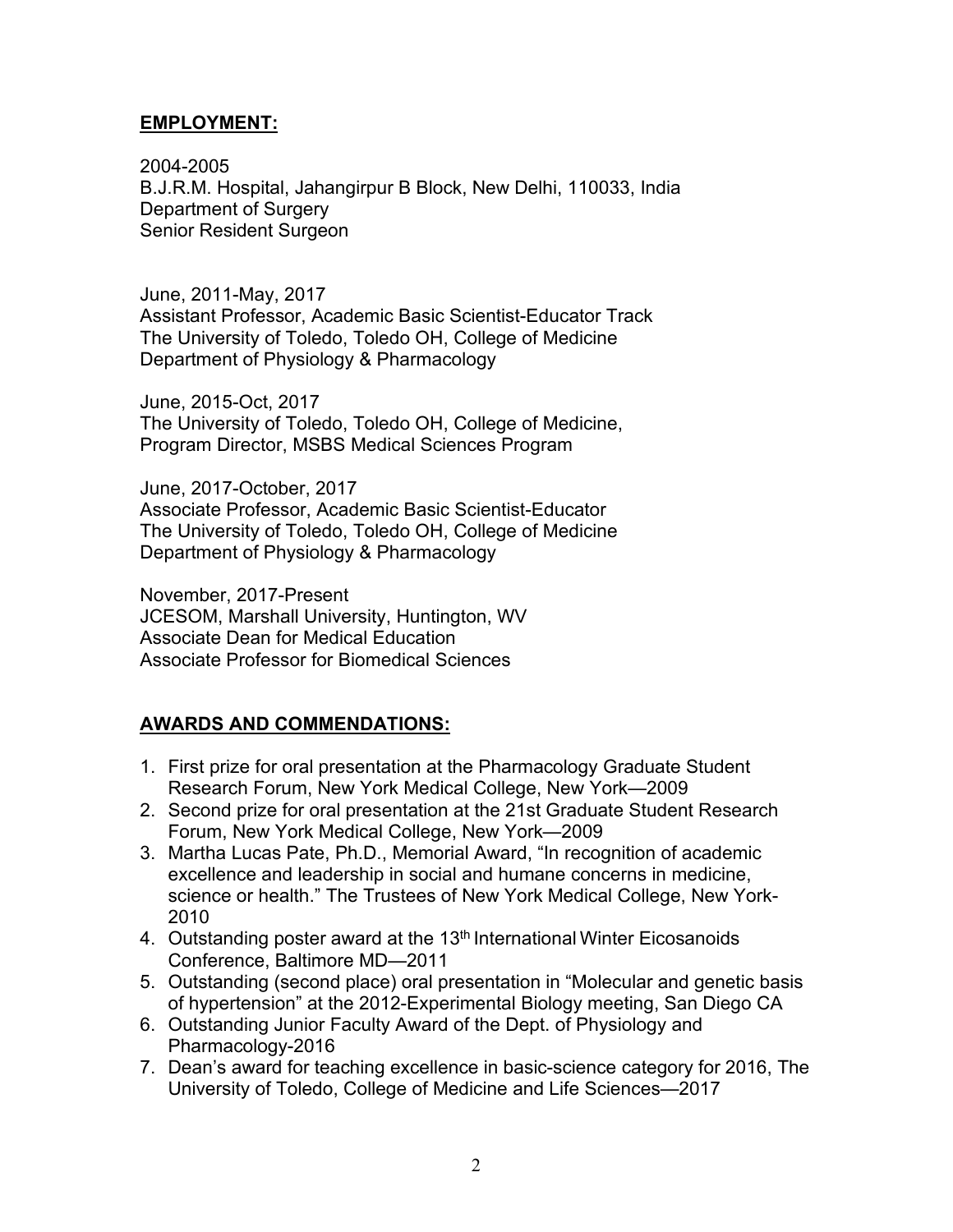## EMPLOYMENT:

2004-2005
B.J.R.M. Hospital, Jahangirpur B Block, New Delhi, 110033, India
Department of Surgery
Senior Resident Surgeon

June, 2011-May, 2017
Assistant Professor, Academic Basic Scientist-Educator Track
The University of Toledo, Toledo OH, College of Medicine
Department of Physiology & Pharmacology

June, 2015-Oct, 2017
The University of Toledo, Toledo OH, College of Medicine,
Program Director, MSBS Medical Sciences Program

June, 2017-October, 2017
Associate Professor, Academic Basic Scientist-Educator
The University of Toledo, Toledo OH, College of Medicine
Department of Physiology & Pharmacology

November, 2017-Present
JCESOM, Marshall University, Huntington, WV
Associate Dean for Medical Education
Associate Professor for Biomedical Sciences

## AWARDS AND COMMENDATIONS:

1. First prize for oral presentation at the Pharmacology Graduate Student Research Forum, New York Medical College, New York—2009
2. Second prize for oral presentation at the 21st Graduate Student Research Forum, New York Medical College, New York—2009
3. Martha Lucas Pate, Ph.D., Memorial Award, "In recognition of academic excellence and leadership in social and humane concerns in medicine, science or health." The Trustees of New York Medical College, New York-2010
4. Outstanding poster award at the 13th International Winter Eicosanoids Conference, Baltimore MD—2011
5. Outstanding (second place) oral presentation in "Molecular and genetic basis of hypertension" at the 2012-Experimental Biology meeting, San Diego CA
6. Outstanding Junior Faculty Award of the Dept. of Physiology and Pharmacology-2016
7. Dean's award for teaching excellence in basic-science category for 2016, The University of Toledo, College of Medicine and Life Sciences—2017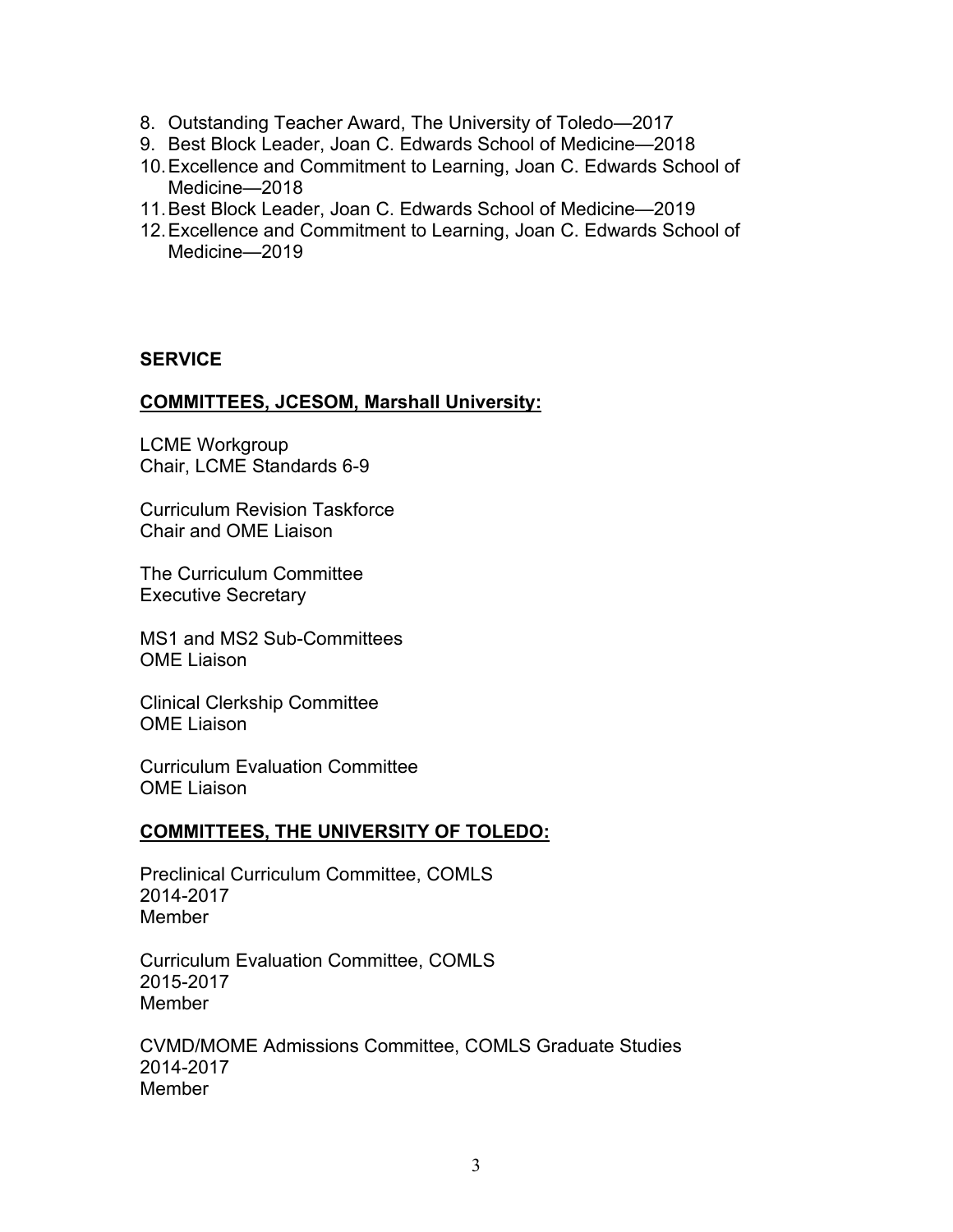8. Outstanding Teacher Award, The University of Toledo—2017
9. Best Block Leader, Joan C. Edwards School of Medicine—2018
10. Excellence and Commitment to Learning, Joan C. Edwards School of Medicine—2018
11. Best Block Leader, Joan C. Edwards School of Medicine—2019
12. Excellence and Commitment to Learning, Joan C. Edwards School of Medicine—2019

## SERVICE

### COMMITTEES, JCESOM, Marshall University:

LCME Workgroup
Chair, LCME Standards 6-9

Curriculum Revision Taskforce
Chair and OME Liaison

The Curriculum Committee
Executive Secretary

MS1 and MS2 Sub-Committees
OME Liaison

Clinical Clerkship Committee
OME Liaison

Curriculum Evaluation Committee
OME Liaison

### COMMITTEES, THE UNIVERSITY OF TOLEDO:

Preclinical Curriculum Committee, COMLS
2014-2017
Member

Curriculum Evaluation Committee, COMLS
2015-2017
Member

CVMD/MOME Admissions Committee, COMLS Graduate Studies
2014-2017
Member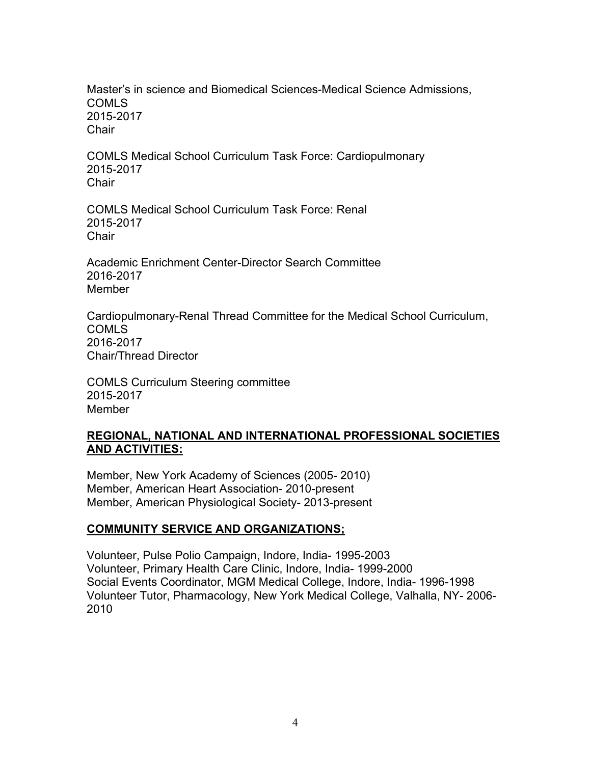Master's in science and Biomedical Sciences-Medical Science Admissions, COMLS
2015-2017
Chair

COMLS Medical School Curriculum Task Force: Cardiopulmonary
2015-2017
Chair

COMLS Medical School Curriculum Task Force: Renal
2015-2017
Chair

Academic Enrichment Center-Director Search Committee
2016-2017
Member

Cardiopulmonary-Renal Thread Committee for the Medical School Curriculum, COMLS
2016-2017
Chair/Thread Director

COMLS Curriculum Steering committee
2015-2017
Member

## **<u>REGIONAL, NATIONAL AND INTERNATIONAL PROFESSIONAL SOCIETIES AND ACTIVITIES:</u>**

Member, New York Academy of Sciences (2005- 2010)
Member, American Heart Association- 2010-present
Member, American Physiological Society- 2013-present

## **<u>COMMUNITY SERVICE AND ORGANIZATIONS;</u>**

Volunteer, Pulse Polio Campaign, Indore, India- 1995-2003
Volunteer, Primary Health Care Clinic, Indore, India- 1999-2000
Social Events Coordinator, MGM Medical College, Indore, India- 1996-1998
Volunteer Tutor, Pharmacology, New York Medical College, Valhalla, NY- 2006-2010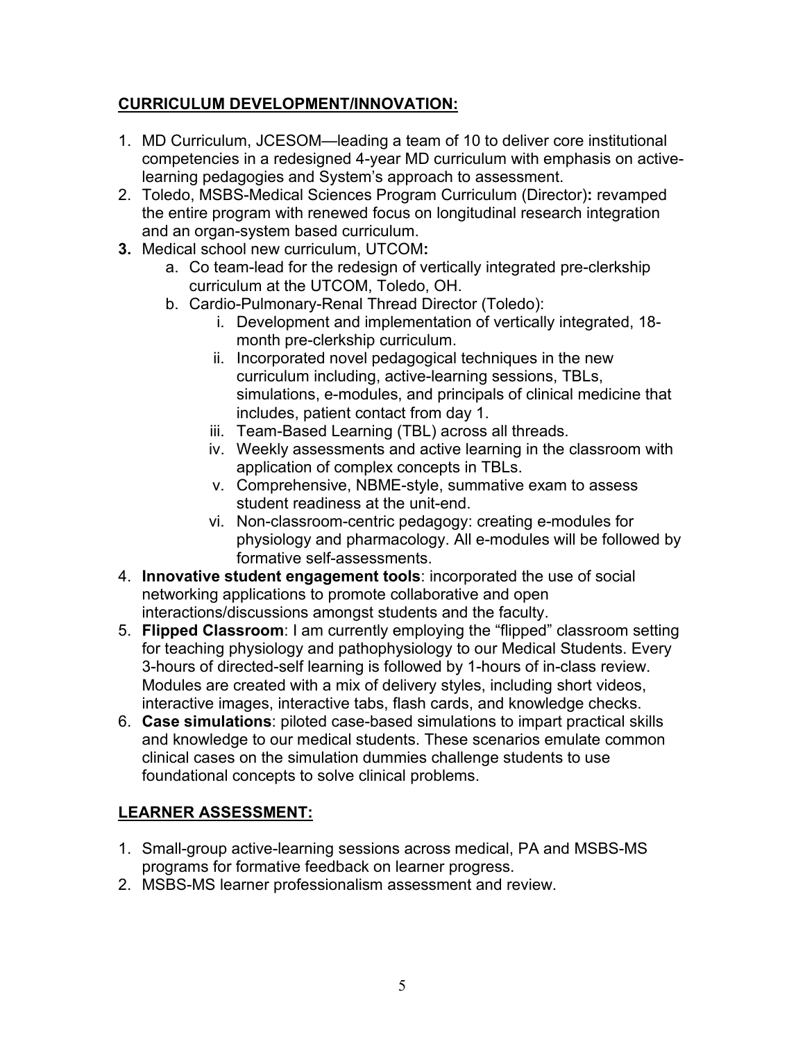## CURRICULUM DEVELOPMENT/INNOVATION:

1. MD Curriculum, JCESOM—leading a team of 10 to deliver core institutional competencies in a redesigned 4-year MD curriculum with emphasis on active-learning pedagogies and System's approach to assessment.
2. Toledo, MSBS-Medical Sciences Program Curriculum (Director)**:** revamped the entire program with renewed focus on longitudinal research integration and an organ-system based curriculum.
3. Medical school new curriculum, UTCOM**:**
   a. Co team-lead for the redesign of vertically integrated pre-clerkship curriculum at the UTCOM, Toledo, OH.
   b. Cardio-Pulmonary-Renal Thread Director (Toledo):
      i. Development and implementation of vertically integrated, 18-month pre-clerkship curriculum.
      ii. Incorporated novel pedagogical techniques in the new curriculum including, active-learning sessions, TBLs, simulations, e-modules, and principals of clinical medicine that includes, patient contact from day 1.
      iii. Team-Based Learning (TBL) across all threads.
      iv. Weekly assessments and active learning in the classroom with application of complex concepts in TBLs.
      v. Comprehensive, NBME-style, summative exam to assess student readiness at the unit-end.
      vi. Non-classroom-centric pedagogy: creating e-modules for physiology and pharmacology. All e-modules will be followed by formative self-assessments.
4. **Innovative student engagement tools**: incorporated the use of social networking applications to promote collaborative and open interactions/discussions amongst students and the faculty.
5. **Flipped Classroom**: I am currently employing the "flipped" classroom setting for teaching physiology and pathophysiology to our Medical Students. Every 3-hours of directed-self learning is followed by 1-hours of in-class review. Modules are created with a mix of delivery styles, including short videos, interactive images, interactive tabs, flash cards, and knowledge checks.
6. **Case simulations**: piloted case-based simulations to impart practical skills and knowledge to our medical students. These scenarios emulate common clinical cases on the simulation dummies challenge students to use foundational concepts to solve clinical problems.

## LEARNER ASSESSMENT:

1. Small-group active-learning sessions across medical, PA and MSBS-MS programs for formative feedback on learner progress.
2. MSBS-MS learner professionalism assessment and review.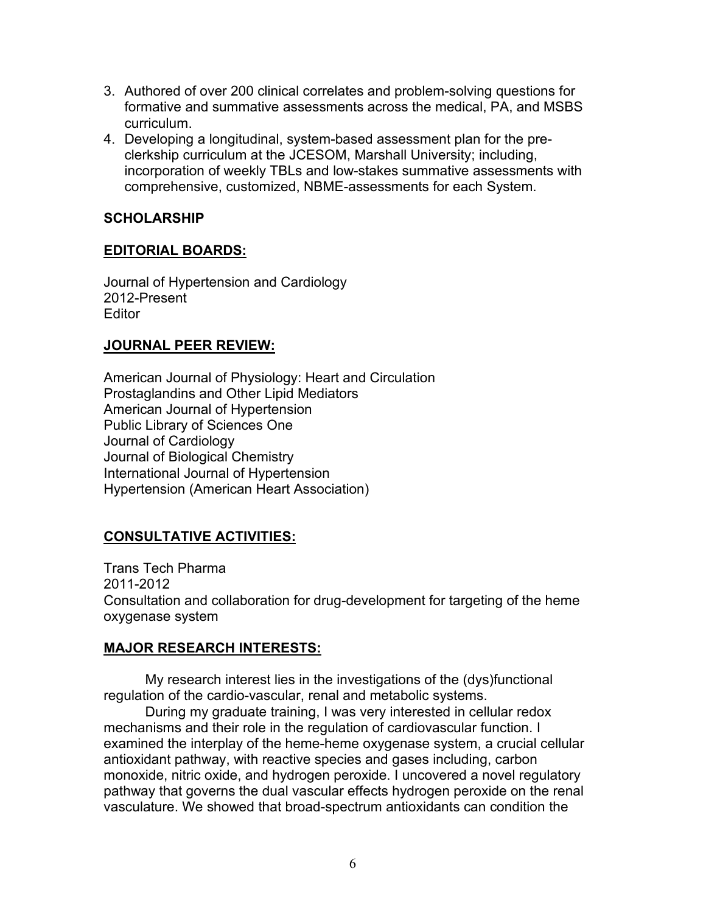3. Authored of over 200 clinical correlates and problem-solving questions for formative and summative assessments across the medical, PA, and MSBS curriculum.
4. Developing a longitudinal, system-based assessment plan for the pre-clerkship curriculum at the JCESOM, Marshall University; including, incorporation of weekly TBLs and low-stakes summative assessments with comprehensive, customized, NBME-assessments for each System.

## SCHOLARSHIP

### EDITORIAL BOARDS:

Journal of Hypertension and Cardiology
2012-Present
Editor

### JOURNAL PEER REVIEW:

American Journal of Physiology: Heart and Circulation
Prostaglandins and Other Lipid Mediators
American Journal of Hypertension
Public Library of Sciences One
Journal of Cardiology
Journal of Biological Chemistry
International Journal of Hypertension
Hypertension (American Heart Association)

### CONSULTATIVE ACTIVITIES:

Trans Tech Pharma
2011-2012
Consultation and collaboration for drug-development for targeting of the heme oxygenase system

### MAJOR RESEARCH INTERESTS:

My research interest lies in the investigations of the (dys)functional regulation of the cardio-vascular, renal and metabolic systems.

During my graduate training, I was very interested in cellular redox mechanisms and their role in the regulation of cardiovascular function. I examined the interplay of the heme-heme oxygenase system, a crucial cellular antioxidant pathway, with reactive species and gases including, carbon monoxide, nitric oxide, and hydrogen peroxide. I uncovered a novel regulatory pathway that governs the dual vascular effects hydrogen peroxide on the renal vasculature. We showed that broad-spectrum antioxidants can condition the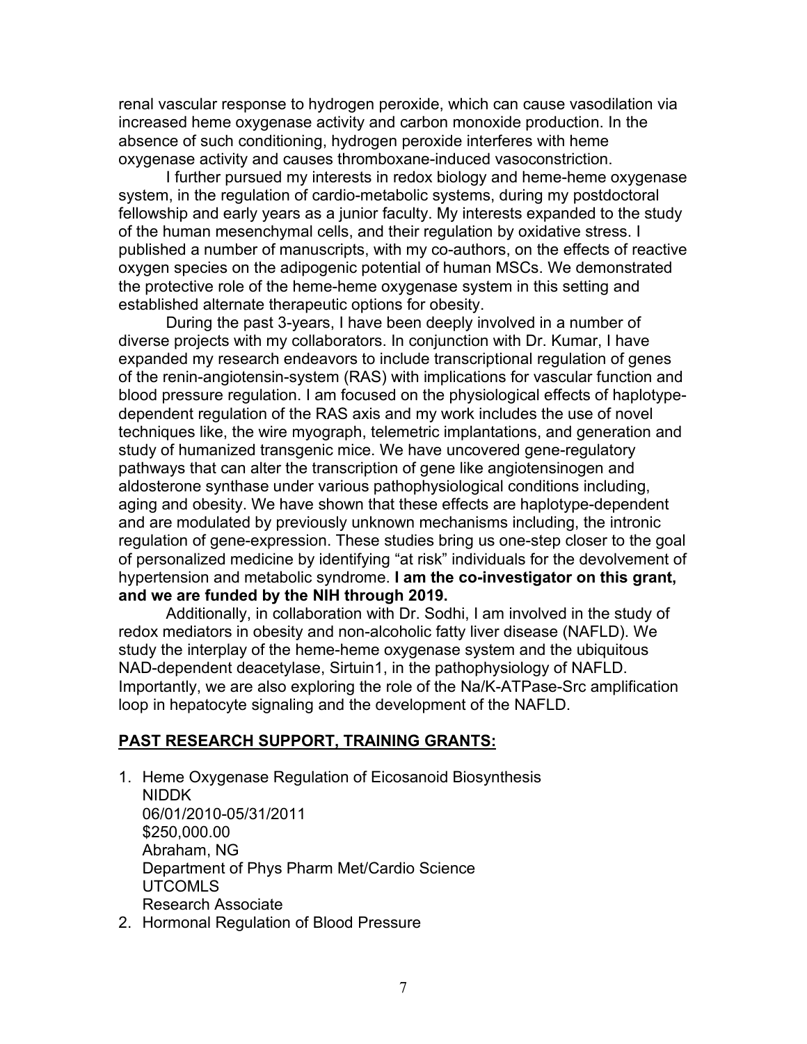renal vascular response to hydrogen peroxide, which can cause vasodilation via increased heme oxygenase activity and carbon monoxide production. In the absence of such conditioning, hydrogen peroxide interferes with heme oxygenase activity and causes thromboxane-induced vasoconstriction.

I further pursued my interests in redox biology and heme-heme oxygenase system, in the regulation of cardio-metabolic systems, during my postdoctoral fellowship and early years as a junior faculty. My interests expanded to the study of the human mesenchymal cells, and their regulation by oxidative stress. I published a number of manuscripts, with my co-authors, on the effects of reactive oxygen species on the adipogenic potential of human MSCs. We demonstrated the protective role of the heme-heme oxygenase system in this setting and established alternate therapeutic options for obesity.

During the past 3-years, I have been deeply involved in a number of diverse projects with my collaborators. In conjunction with Dr. Kumar, I have expanded my research endeavors to include transcriptional regulation of genes of the renin-angiotensin-system (RAS) with implications for vascular function and blood pressure regulation. I am focused on the physiological effects of haplotype-dependent regulation of the RAS axis and my work includes the use of novel techniques like, the wire myograph, telemetric implantations, and generation and study of humanized transgenic mice. We have uncovered gene-regulatory pathways that can alter the transcription of gene like angiotensinogen and aldosterone synthase under various pathophysiological conditions including, aging and obesity. We have shown that these effects are haplotype-dependent and are modulated by previously unknown mechanisms including, the intronic regulation of gene-expression. These studies bring us one-step closer to the goal of personalized medicine by identifying "at risk" individuals for the devolvement of hypertension and metabolic syndrome. **I am the co-investigator on this grant, and we are funded by the NIH through 2019.**

Additionally, in collaboration with Dr. Sodhi, I am involved in the study of redox mediators in obesity and non-alcoholic fatty liver disease (NAFLD). We study the interplay of the heme-heme oxygenase system and the ubiquitous NAD-dependent deacetylase, Sirtuin1, in the pathophysiology of NAFLD. Importantly, we are also exploring the role of the Na/K-ATPase-Src amplification loop in hepatocyte signaling and the development of the NAFLD.

## PAST RESEARCH SUPPORT, TRAINING GRANTS:

1. Heme Oxygenase Regulation of Eicosanoid Biosynthesis
   NIDDK
   06/01/2010-05/31/2011
   $250,000.00
   Abraham, NG
   Department of Phys Pharm Met/Cardio Science
   UTCOMLS
   Research Associate
2. Hormonal Regulation of Blood Pressure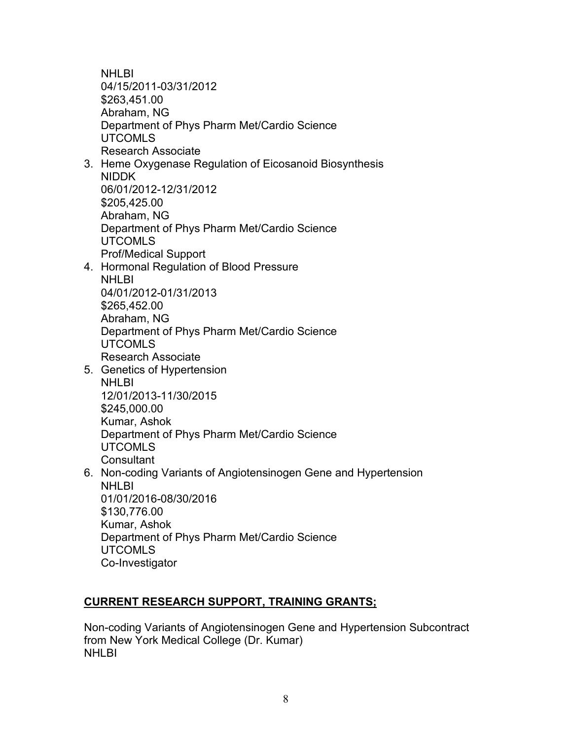NHLBI
04/15/2011-03/31/2012
$263,451.00
Abraham, NG
Department of Phys Pharm Met/Cardio Science
UTCOMLS
Research Associate

3. Heme Oxygenase Regulation of Eicosanoid Biosynthesis
   NIDDK
   06/01/2012-12/31/2012
   $205,425.00
   Abraham, NG
   Department of Phys Pharm Met/Cardio Science
   UTCOMLS
   Prof/Medical Support
4. Hormonal Regulation of Blood Pressure
   NHLBI
   04/01/2012-01/31/2013
   $265,452.00
   Abraham, NG
   Department of Phys Pharm Met/Cardio Science
   UTCOMLS
   Research Associate
5. Genetics of Hypertension
   NHLBI
   12/01/2013-11/30/2015
   $245,000.00
   Kumar, Ashok
   Department of Phys Pharm Met/Cardio Science
   UTCOMLS
   Consultant
6. Non-coding Variants of Angiotensinogen Gene and Hypertension
   NHLBI
   01/01/2016-08/30/2016
   $130,776.00
   Kumar, Ashok
   Department of Phys Pharm Met/Cardio Science
   UTCOMLS
   Co-Investigator

**CURRENT RESEARCH SUPPORT, TRAINING GRANTS;**

Non-coding Variants of Angiotensinogen Gene and Hypertension Subcontract from New York Medical College (Dr. Kumar)
NHLBI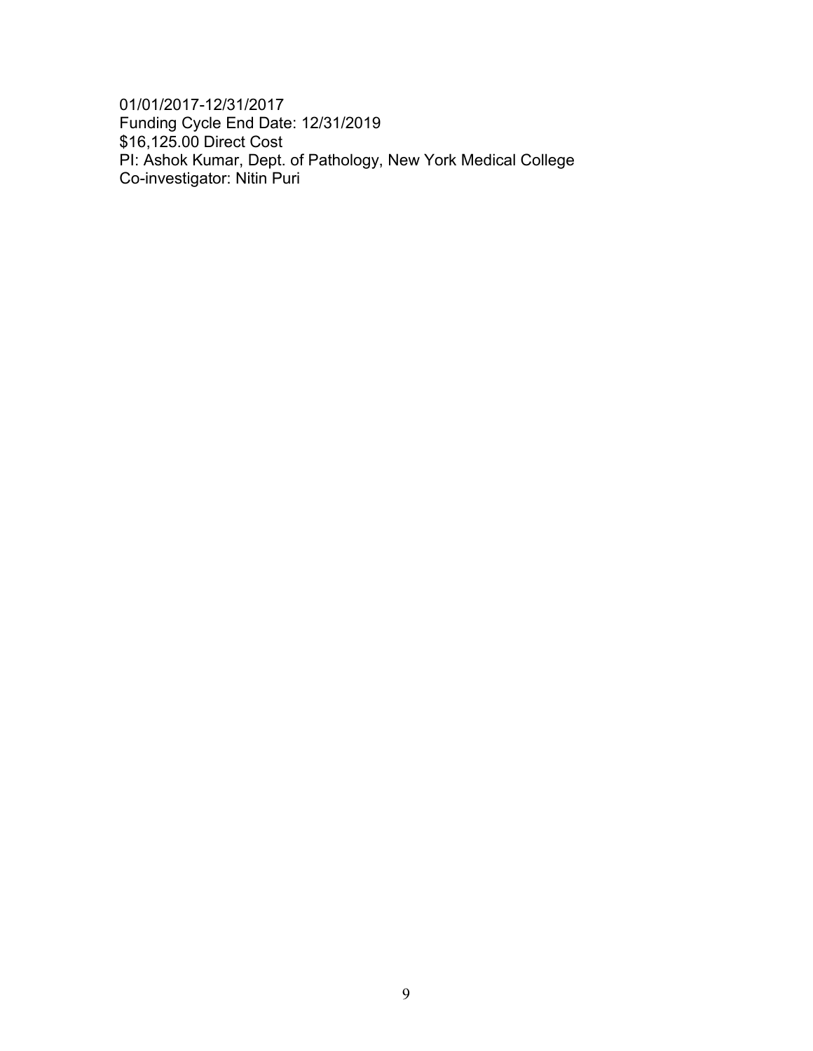01/01/2017-12/31/2017
Funding Cycle End Date: 12/31/2019
$16,125.00 Direct Cost
PI: Ashok Kumar, Dept. of Pathology, New York Medical College
Co-investigator: Nitin Puri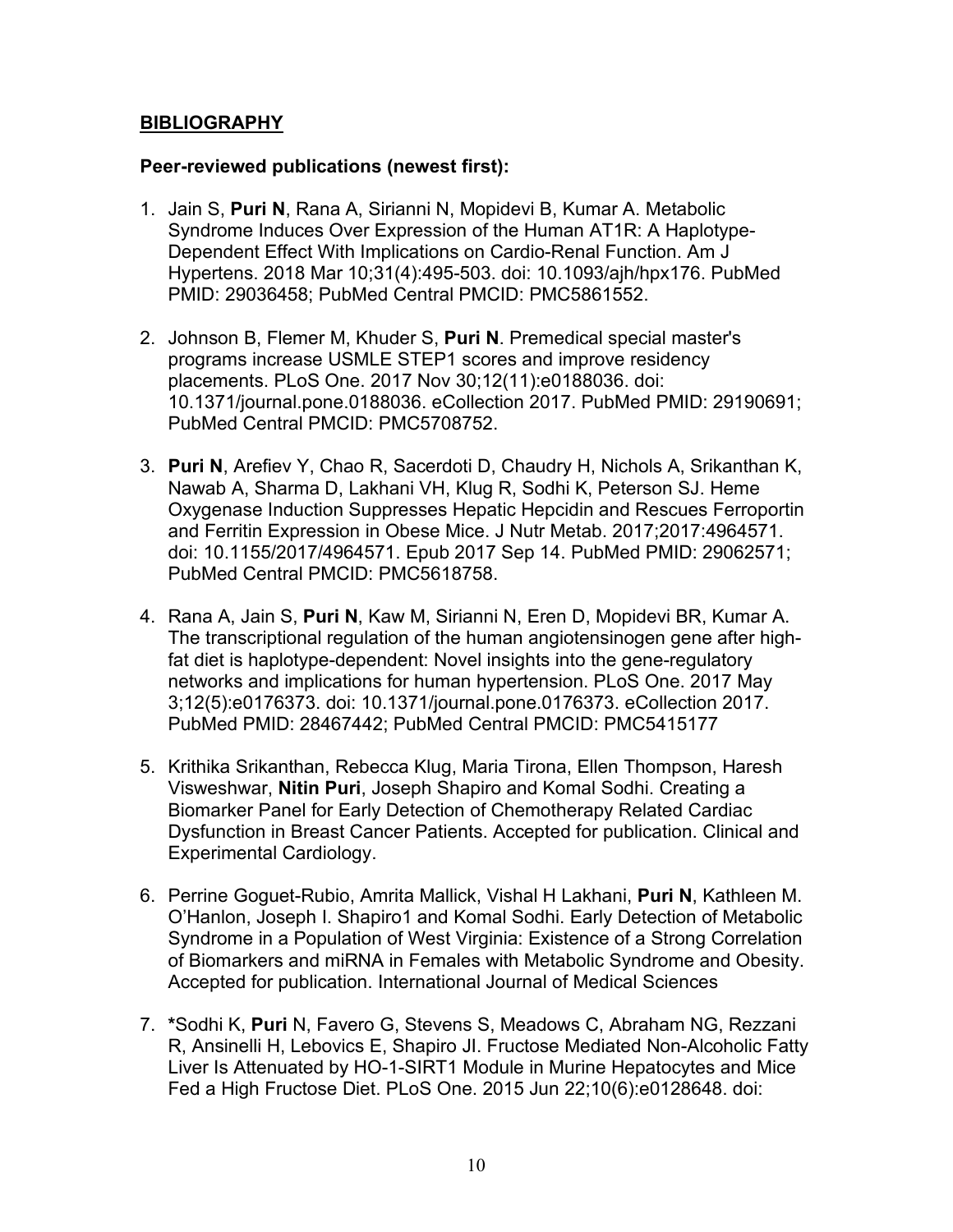## **BIBLIOGRAPHY**

### **Peer-reviewed publications (newest first):**

1. Jain S, **Puri N**, Rana A, Sirianni N, Mopidevi B, Kumar A. Metabolic Syndrome Induces Over Expression of the Human AT1R: A Haplotype-Dependent Effect With Implications on Cardio-Renal Function. Am J Hypertens. 2018 Mar 10;31(4):495-503. doi: 10.1093/ajh/hpx176. PubMed PMID: 29036458; PubMed Central PMCID: PMC5861552.

2. Johnson B, Flemer M, Khuder S, **Puri N**. Premedical special master's programs increase USMLE STEP1 scores and improve residency placements. PLoS One. 2017 Nov 30;12(11):e0188036. doi: 10.1371/journal.pone.0188036. eCollection 2017. PubMed PMID: 29190691; PubMed Central PMCID: PMC5708752.

3. **Puri N**, Arefiev Y, Chao R, Sacerdoti D, Chaudry H, Nichols A, Srikanthan K, Nawab A, Sharma D, Lakhani VH, Klug R, Sodhi K, Peterson SJ. Heme Oxygenase Induction Suppresses Hepatic Hepcidin and Rescues Ferroportin and Ferritin Expression in Obese Mice. J Nutr Metab. 2017;2017:4964571. doi: 10.1155/2017/4964571. Epub 2017 Sep 14. PubMed PMID: 29062571; PubMed Central PMCID: PMC5618758.

4. Rana A, Jain S, **Puri N**, Kaw M, Sirianni N, Eren D, Mopidevi BR, Kumar A. The transcriptional regulation of the human angiotensinogen gene after high-fat diet is haplotype-dependent: Novel insights into the gene-regulatory networks and implications for human hypertension. PLoS One. 2017 May 3;12(5):e0176373. doi: 10.1371/journal.pone.0176373. eCollection 2017. PubMed PMID: 28467442; PubMed Central PMCID: PMC5415177

5. Krithika Srikanthan, Rebecca Klug, Maria Tirona, Ellen Thompson, Haresh Visweshwar, **Nitin Puri**, Joseph Shapiro and Komal Sodhi. Creating a Biomarker Panel for Early Detection of Chemotherapy Related Cardiac Dysfunction in Breast Cancer Patients. Accepted for publication. Clinical and Experimental Cardiology.

6. Perrine Goguet-Rubio, Amrita Mallick, Vishal H Lakhani, **Puri N**, Kathleen M. O'Hanlon, Joseph I. Shapiro1 and Komal Sodhi. Early Detection of Metabolic Syndrome in a Population of West Virginia: Existence of a Strong Correlation of Biomarkers and miRNA in Females with Metabolic Syndrome and Obesity. Accepted for publication. International Journal of Medical Sciences

7. ***Sodhi K, **Puri** N, Favero G, Stevens S, Meadows C, Abraham NG, Rezzani R, Ansinelli H, Lebovics E, Shapiro JI. Fructose Mediated Non-Alcoholic Fatty Liver Is Attenuated by HO-1-SIRT1 Module in Murine Hepatocytes and Mice Fed a High Fructose Diet. PLoS One. 2015 Jun 22;10(6):e0128648. doi: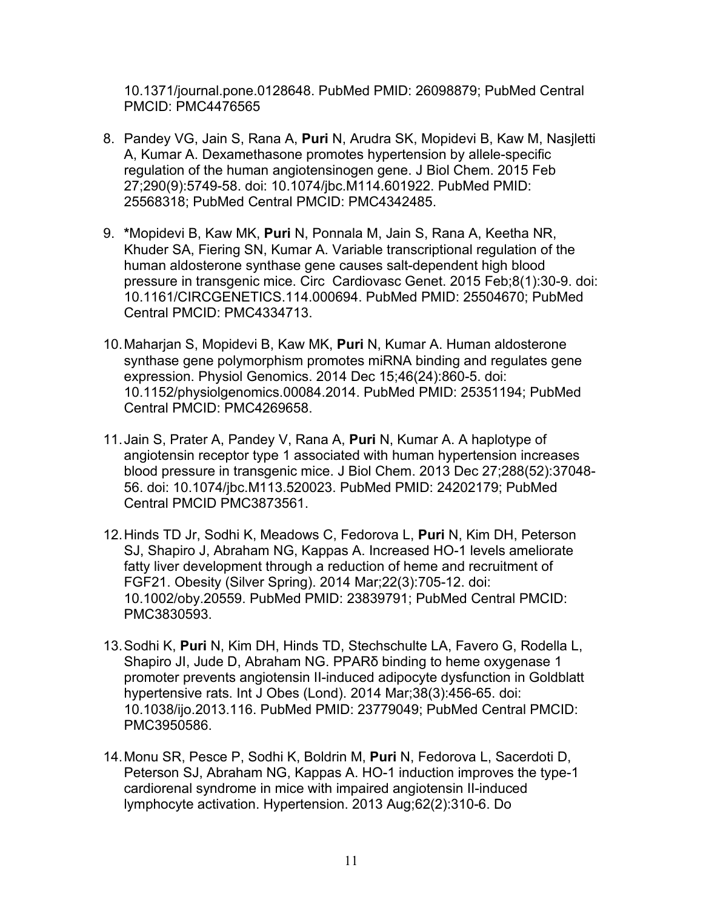10.1371/journal.pone.0128648. PubMed PMID: 26098879; PubMed Central PMCID: PMC4476565

8. Pandey VG, Jain S, Rana A, **Puri** N, Arudra SK, Mopidevi B, Kaw M, Nasjletti A, Kumar A. Dexamethasone promotes hypertension by allele-specific regulation of the human angiotensinogen gene. J Biol Chem. 2015 Feb 27;290(9):5749-58. doi: 10.1074/jbc.M114.601922. PubMed PMID: 25568318; PubMed Central PMCID: PMC4342485.

9. **\***Mopidevi B, Kaw MK, **Puri** N, Ponnala M, Jain S, Rana A, Keetha NR, Khuder SA, Fiering SN, Kumar A. Variable transcriptional regulation of the human aldosterone synthase gene causes salt-dependent high blood pressure in transgenic mice. Circ Cardiovasc Genet. 2015 Feb;8(1):30-9. doi: 10.1161/CIRCGENETICS.114.000694. PubMed PMID: 25504670; PubMed Central PMCID: PMC4334713.

10. Maharjan S, Mopidevi B, Kaw MK, **Puri** N, Kumar A. Human aldosterone synthase gene polymorphism promotes miRNA binding and regulates gene expression. Physiol Genomics. 2014 Dec 15;46(24):860-5. doi: 10.1152/physiolgenomics.00084.2014. PubMed PMID: 25351194; PubMed Central PMCID: PMC4269658.

11. Jain S, Prater A, Pandey V, Rana A, **Puri** N, Kumar A. A haplotype of angiotensin receptor type 1 associated with human hypertension increases blood pressure in transgenic mice. J Biol Chem. 2013 Dec 27;288(52):37048-56. doi: 10.1074/jbc.M113.520023. PubMed PMID: 24202179; PubMed Central PMCID PMC3873561.

12. Hinds TD Jr, Sodhi K, Meadows C, Fedorova L, **Puri** N, Kim DH, Peterson SJ, Shapiro J, Abraham NG, Kappas A. Increased HO-1 levels ameliorate fatty liver development through a reduction of heme and recruitment of FGF21. Obesity (Silver Spring). 2014 Mar;22(3):705-12. doi: 10.1002/oby.20559. PubMed PMID: 23839791; PubMed Central PMCID: PMC3830593.

13. Sodhi K, **Puri** N, Kim DH, Hinds TD, Stechschulte LA, Favero G, Rodella L, Shapiro JI, Jude D, Abraham NG. PPARδ binding to heme oxygenase 1 promoter prevents angiotensin II-induced adipocyte dysfunction in Goldblatt hypertensive rats. Int J Obes (Lond). 2014 Mar;38(3):456-65. doi: 10.1038/ijo.2013.116. PubMed PMID: 23779049; PubMed Central PMCID: PMC3950586.

14. Monu SR, Pesce P, Sodhi K, Boldrin M, **Puri** N, Fedorova L, Sacerdoti D, Peterson SJ, Abraham NG, Kappas A. HO-1 induction improves the type-1 cardiorenal syndrome in mice with impaired angiotensin II-induced lymphocyte activation. Hypertension. 2013 Aug;62(2):310-6. Do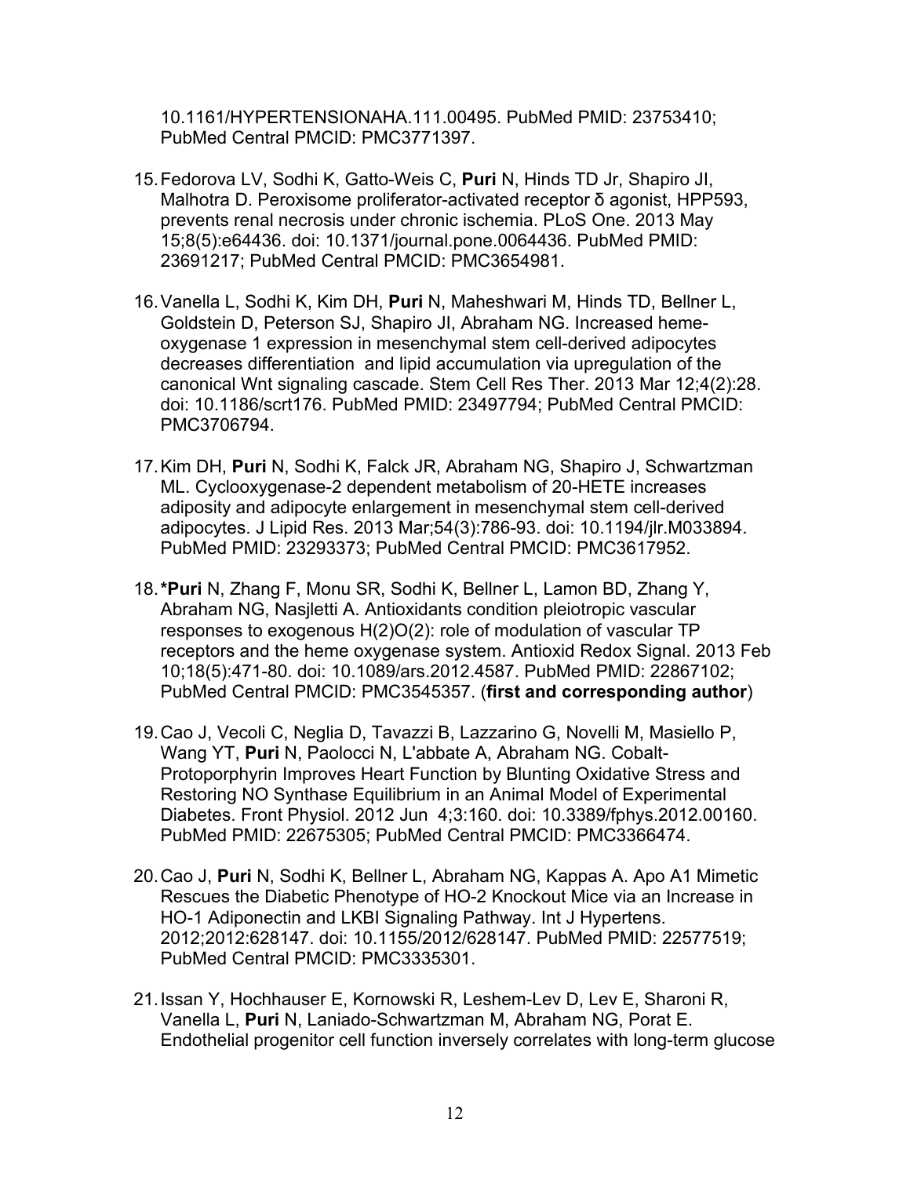10.1161/HYPERTENSIONAHA.111.00495. PubMed PMID: 23753410; PubMed Central PMCID: PMC3771397.

15. Fedorova LV, Sodhi K, Gatto-Weis C, **Puri** N, Hinds TD Jr, Shapiro JI, Malhotra D. Peroxisome proliferator-activated receptor δ agonist, HPP593, prevents renal necrosis under chronic ischemia. PLoS One. 2013 May 15;8(5):e64436. doi: 10.1371/journal.pone.0064436. PubMed PMID: 23691217; PubMed Central PMCID: PMC3654981.

16. Vanella L, Sodhi K, Kim DH, **Puri** N, Maheshwari M, Hinds TD, Bellner L, Goldstein D, Peterson SJ, Shapiro JI, Abraham NG. Increased heme-oxygenase 1 expression in mesenchymal stem cell-derived adipocytes decreases differentiation and lipid accumulation via upregulation of the canonical Wnt signaling cascade. Stem Cell Res Ther. 2013 Mar 12;4(2):28. doi: 10.1186/scrt176. PubMed PMID: 23497794; PubMed Central PMCID: PMC3706794.

17. Kim DH, **Puri** N, Sodhi K, Falck JR, Abraham NG, Shapiro J, Schwartzman ML. Cyclooxygenase-2 dependent metabolism of 20-HETE increases adiposity and adipocyte enlargement in mesenchymal stem cell-derived adipocytes. J Lipid Res. 2013 Mar;54(3):786-93. doi: 10.1194/jlr.M033894. PubMed PMID: 23293373; PubMed Central PMCID: PMC3617952.

18. ***Puri** N, Zhang F, Monu SR, Sodhi K, Bellner L, Lamon BD, Zhang Y, Abraham NG, Nasjletti A. Antioxidants condition pleiotropic vascular responses to exogenous H(2)O(2): role of modulation of vascular TP receptors and the heme oxygenase system. Antioxid Redox Signal. 2013 Feb 10;18(5):471-80. doi: 10.1089/ars.2012.4587. PubMed PMID: 22867102; PubMed Central PMCID: PMC3545357. (**first and corresponding author**)

19. Cao J, Vecoli C, Neglia D, Tavazzi B, Lazzarino G, Novelli M, Masiello P, Wang YT, **Puri** N, Paolocci N, L'abbate A, Abraham NG. Cobalt-Protoporphyrin Improves Heart Function by Blunting Oxidative Stress and Restoring NO Synthase Equilibrium in an Animal Model of Experimental Diabetes. Front Physiol. 2012 Jun 4;3:160. doi: 10.3389/fphys.2012.00160. PubMed PMID: 22675305; PubMed Central PMCID: PMC3366474.

20. Cao J, **Puri** N, Sodhi K, Bellner L, Abraham NG, Kappas A. Apo A1 Mimetic Rescues the Diabetic Phenotype of HO-2 Knockout Mice via an Increase in HO-1 Adiponectin and LKBI Signaling Pathway. Int J Hypertens. 2012;2012:628147. doi: 10.1155/2012/628147. PubMed PMID: 22577519; PubMed Central PMCID: PMC3335301.

21. Issan Y, Hochhauser E, Kornowski R, Leshem-Lev D, Lev E, Sharoni R, Vanella L, **Puri** N, Laniado-Schwartzman M, Abraham NG, Porat E. Endothelial progenitor cell function inversely correlates with long-term glucose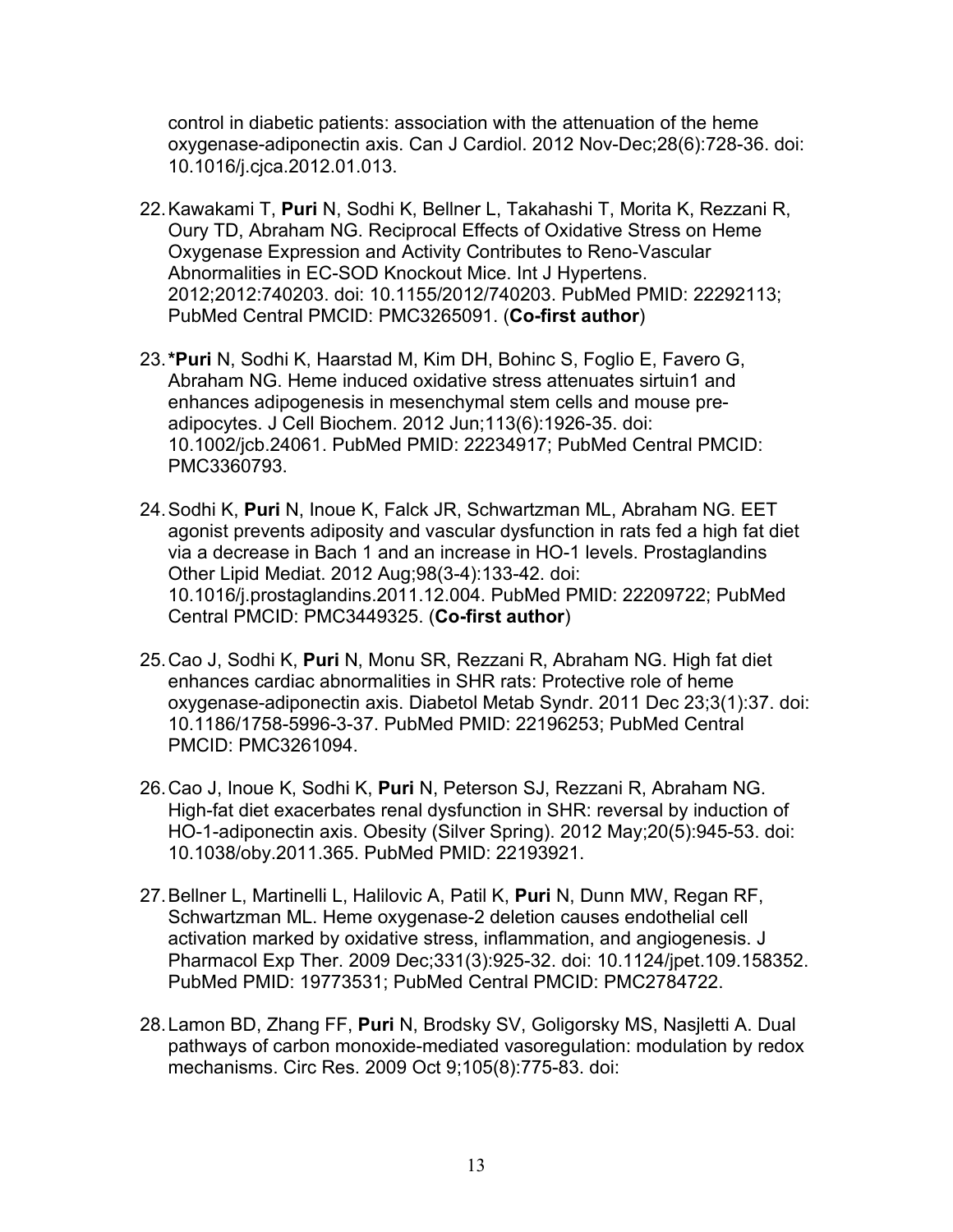control in diabetic patients: association with the attenuation of the heme oxygenase-adiponectin axis. Can J Cardiol. 2012 Nov-Dec;28(6):728-36. doi: 10.1016/j.cjca.2012.01.013.

22. Kawakami T, **Puri** N, Sodhi K, Bellner L, Takahashi T, Morita K, Rezzani R, Oury TD, Abraham NG. Reciprocal Effects of Oxidative Stress on Heme Oxygenase Expression and Activity Contributes to Reno-Vascular Abnormalities in EC-SOD Knockout Mice. Int J Hypertens. 2012;2012:740203. doi: 10.1155/2012/740203. PubMed PMID: 22292113; PubMed Central PMCID: PMC3265091. (**Co-first author**)

23. **\*Puri** N, Sodhi K, Haarstad M, Kim DH, Bohinc S, Foglio E, Favero G, Abraham NG. Heme induced oxidative stress attenuates sirtuin1 and enhances adipogenesis in mesenchymal stem cells and mouse pre-adipocytes. J Cell Biochem. 2012 Jun;113(6):1926-35. doi: 10.1002/jcb.24061. PubMed PMID: 22234917; PubMed Central PMCID: PMC3360793.

24. Sodhi K, **Puri** N, Inoue K, Falck JR, Schwartzman ML, Abraham NG. EET agonist prevents adiposity and vascular dysfunction in rats fed a high fat diet via a decrease in Bach 1 and an increase in HO-1 levels. Prostaglandins Other Lipid Mediat. 2012 Aug;98(3-4):133-42. doi: 10.1016/j.prostaglandins.2011.12.004. PubMed PMID: 22209722; PubMed Central PMCID: PMC3449325. (**Co-first author**)

25. Cao J, Sodhi K, **Puri** N, Monu SR, Rezzani R, Abraham NG. High fat diet enhances cardiac abnormalities in SHR rats: Protective role of heme oxygenase-adiponectin axis. Diabetol Metab Syndr. 2011 Dec 23;3(1):37. doi: 10.1186/1758-5996-3-37. PubMed PMID: 22196253; PubMed Central PMCID: PMC3261094.

26. Cao J, Inoue K, Sodhi K, **Puri** N, Peterson SJ, Rezzani R, Abraham NG. High-fat diet exacerbates renal dysfunction in SHR: reversal by induction of HO-1-adiponectin axis. Obesity (Silver Spring). 2012 May;20(5):945-53. doi: 10.1038/oby.2011.365. PubMed PMID: 22193921.

27. Bellner L, Martinelli L, Halilovic A, Patil K, **Puri** N, Dunn MW, Regan RF, Schwartzman ML. Heme oxygenase-2 deletion causes endothelial cell activation marked by oxidative stress, inflammation, and angiogenesis. J Pharmacol Exp Ther. 2009 Dec;331(3):925-32. doi: 10.1124/jpet.109.158352. PubMed PMID: 19773531; PubMed Central PMCID: PMC2784722.

28. Lamon BD, Zhang FF, **Puri** N, Brodsky SV, Goligorsky MS, Nasjletti A. Dual pathways of carbon monoxide-mediated vasoregulation: modulation by redox mechanisms. Circ Res. 2009 Oct 9;105(8):775-83. doi: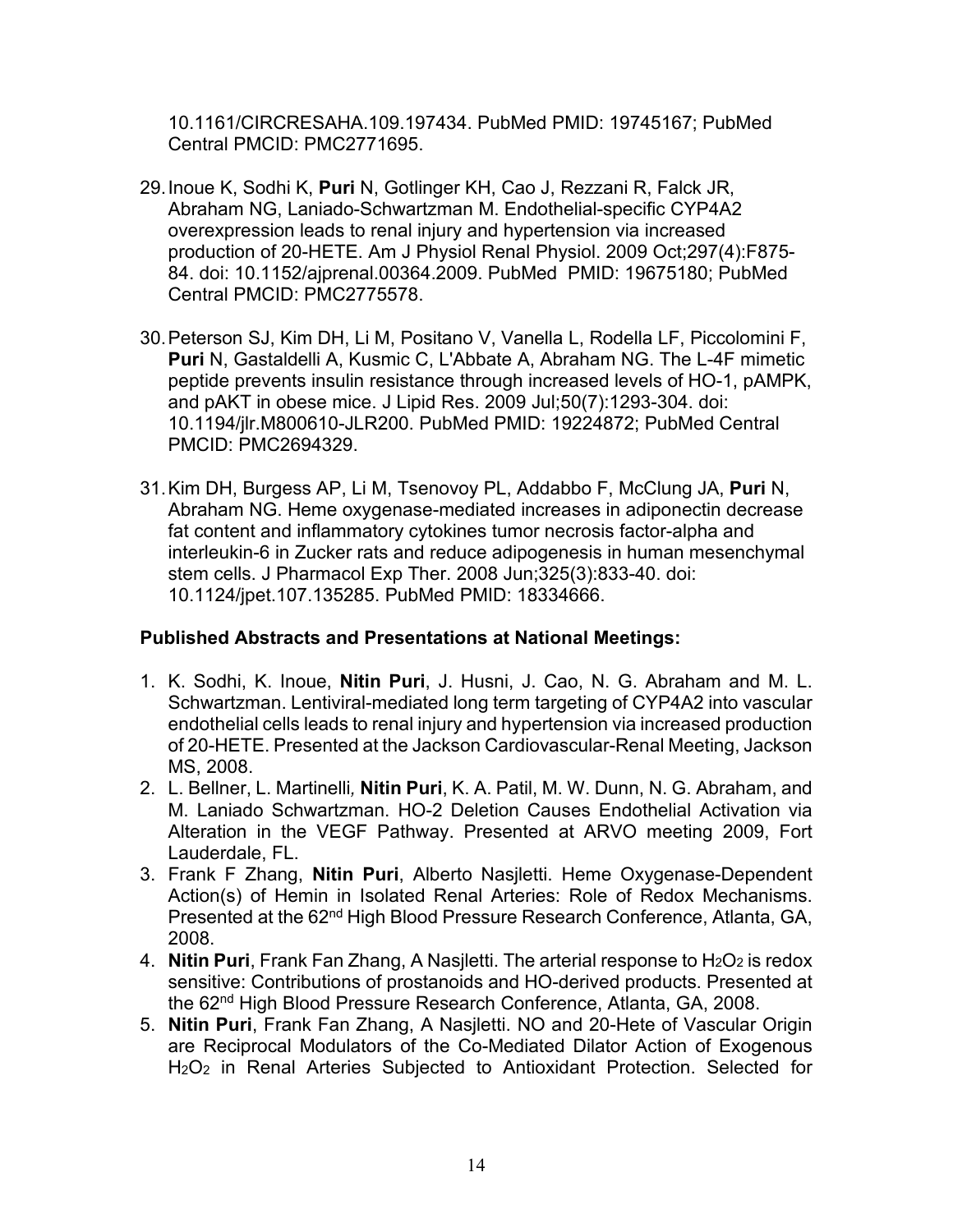10.1161/CIRCRESAHA.109.197434. PubMed PMID: 19745167; PubMed Central PMCID: PMC2771695.

29. Inoue K, Sodhi K, **Puri** N, Gotlinger KH, Cao J, Rezzani R, Falck JR, Abraham NG, Laniado-Schwartzman M. Endothelial-specific CYP4A2 overexpression leads to renal injury and hypertension via increased production of 20-HETE. Am J Physiol Renal Physiol. 2009 Oct;297(4):F875-84. doi: 10.1152/ajprenal.00364.2009. PubMed PMID: 19675180; PubMed Central PMCID: PMC2775578.

30. Peterson SJ, Kim DH, Li M, Positano V, Vanella L, Rodella LF, Piccolomini F, **Puri** N, Gastaldelli A, Kusmic C, L'Abbate A, Abraham NG. The L-4F mimetic peptide prevents insulin resistance through increased levels of HO-1, pAMPK, and pAKT in obese mice. J Lipid Res. 2009 Jul;50(7):1293-304. doi: 10.1194/jlr.M800610-JLR200. PubMed PMID: 19224872; PubMed Central PMCID: PMC2694329.

31. Kim DH, Burgess AP, Li M, Tsenovoy PL, Addabbo F, McClung JA, **Puri** N, Abraham NG. Heme oxygenase-mediated increases in adiponectin decrease fat content and inflammatory cytokines tumor necrosis factor-alpha and interleukin-6 in Zucker rats and reduce adipogenesis in human mesenchymal stem cells. J Pharmacol Exp Ther. 2008 Jun;325(3):833-40. doi: 10.1124/jpet.107.135285. PubMed PMID: 18334666.

**Published Abstracts and Presentations at National Meetings:**

1. K. Sodhi, K. Inoue, **Nitin Puri**, J. Husni, J. Cao, N. G. Abraham and M. L. Schwartzman. Lentiviral-mediated long term targeting of CYP4A2 into vascular endothelial cells leads to renal injury and hypertension via increased production of 20-HETE. Presented at the Jackson Cardiovascular-Renal Meeting, Jackson MS, 2008.
2. L. Bellner, L. Martinelli, **Nitin Puri**, K. A. Patil, M. W. Dunn, N. G. Abraham, and M. Laniado Schwartzman. HO-2 Deletion Causes Endothelial Activation via Alteration in the VEGF Pathway. Presented at ARVO meeting 2009, Fort Lauderdale, FL.
3. Frank F Zhang, **Nitin Puri**, Alberto Nasjletti. Heme Oxygenase-Dependent Action(s) of Hemin in Isolated Renal Arteries: Role of Redox Mechanisms. Presented at the 62nd High Blood Pressure Research Conference, Atlanta, GA, 2008.
4. **Nitin Puri**, Frank Fan Zhang, A Nasjletti. The arterial response to $H_2O_2$ is redox sensitive: Contributions of prostanoids and HO-derived products. Presented at the 62nd High Blood Pressure Research Conference, Atlanta, GA, 2008.
5. **Nitin Puri**, Frank Fan Zhang, A Nasjletti. NO and 20-Hete of Vascular Origin are Reciprocal Modulators of the Co-Mediated Dilator Action of Exogenous $H_2O_2$ in Renal Arteries Subjected to Antioxidant Protection. Selected for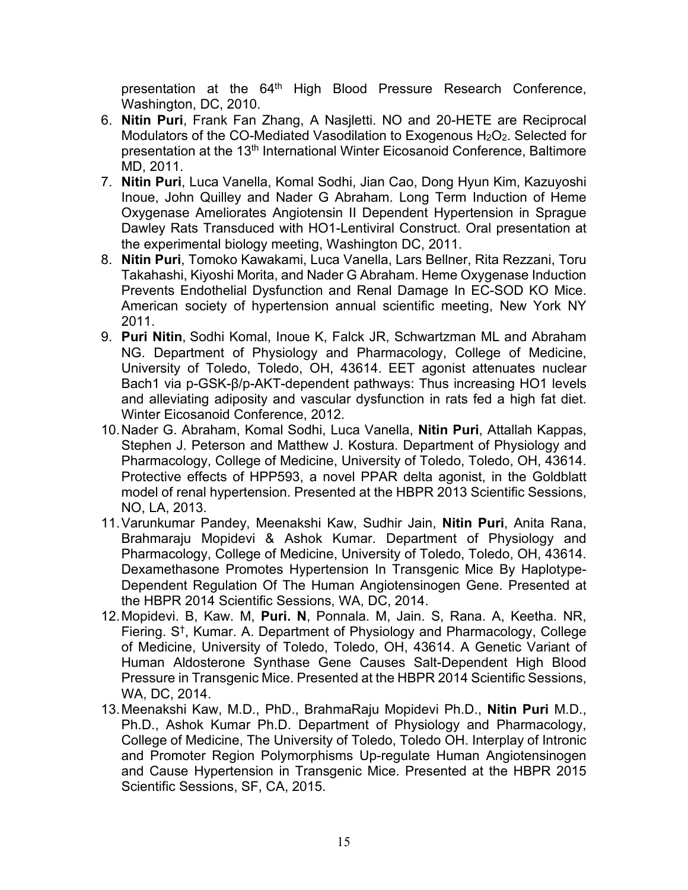presentation at the 64th High Blood Pressure Research Conference, Washington, DC, 2010.

6. **Nitin Puri**, Frank Fan Zhang, A Nasjletti. NO and 20-HETE are Reciprocal Modulators of the CO-Mediated Vasodilation to Exogenous $H_2O_2$. Selected for presentation at the 13th International Winter Eicosanoid Conference, Baltimore MD, 2011.
7. **Nitin Puri**, Luca Vanella, Komal Sodhi, Jian Cao, Dong Hyun Kim, Kazuyoshi Inoue, John Quilley and Nader G Abraham. Long Term Induction of Heme Oxygenase Ameliorates Angiotensin II Dependent Hypertension in Sprague Dawley Rats Transduced with HO1-Lentiviral Construct. Oral presentation at the experimental biology meeting, Washington DC, 2011.
8. **Nitin Puri**, Tomoko Kawakami, Luca Vanella, Lars Bellner, Rita Rezzani, Toru Takahashi, Kiyoshi Morita, and Nader G Abraham. Heme Oxygenase Induction Prevents Endothelial Dysfunction and Renal Damage In EC-SOD KO Mice. American society of hypertension annual scientific meeting, New York NY 2011.
9. **Puri Nitin**, Sodhi Komal, Inoue K, Falck JR, Schwartzman ML and Abraham NG. Department of Physiology and Pharmacology, College of Medicine, University of Toledo, Toledo, OH, 43614. EET agonist attenuates nuclear Bach1 via p-GSK-β/p-AKT-dependent pathways: Thus increasing HO1 levels and alleviating adiposity and vascular dysfunction in rats fed a high fat diet. Winter Eicosanoid Conference, 2012.
10. Nader G. Abraham, Komal Sodhi, Luca Vanella, **Nitin Puri**, Attallah Kappas, Stephen J. Peterson and Matthew J. Kostura. Department of Physiology and Pharmacology, College of Medicine, University of Toledo, Toledo, OH, 43614. Protective effects of HPP593, a novel PPAR delta agonist, in the Goldblatt model of renal hypertension. Presented at the HBPR 2013 Scientific Sessions, NO, LA, 2013.
11. Varunkumar Pandey, Meenakshi Kaw, Sudhir Jain, **Nitin Puri**, Anita Rana, Brahmaraju Mopidevi & Ashok Kumar. Department of Physiology and Pharmacology, College of Medicine, University of Toledo, Toledo, OH, 43614. Dexamethasone Promotes Hypertension In Transgenic Mice By Haplotype-Dependent Regulation Of The Human Angiotensinogen Gene. Presented at the HBPR 2014 Scientific Sessions, WA, DC, 2014.
12. Mopidevi. B, Kaw. M, **Puri. N**, Ponnala. M, Jain. S, Rana. A, Keetha. NR, Fiering. S†, Kumar. A. Department of Physiology and Pharmacology, College of Medicine, University of Toledo, Toledo, OH, 43614. A Genetic Variant of Human Aldosterone Synthase Gene Causes Salt-Dependent High Blood Pressure in Transgenic Mice. Presented at the HBPR 2014 Scientific Sessions, WA, DC, 2014.
13. Meenakshi Kaw, M.D., PhD., BrahmaRaju Mopidevi Ph.D., **Nitin Puri** M.D., Ph.D., Ashok Kumar Ph.D. Department of Physiology and Pharmacology, College of Medicine, The University of Toledo, Toledo OH. Interplay of Intronic and Promoter Region Polymorphisms Up-regulate Human Angiotensinogen and Cause Hypertension in Transgenic Mice. Presented at the HBPR 2015 Scientific Sessions, SF, CA, 2015.